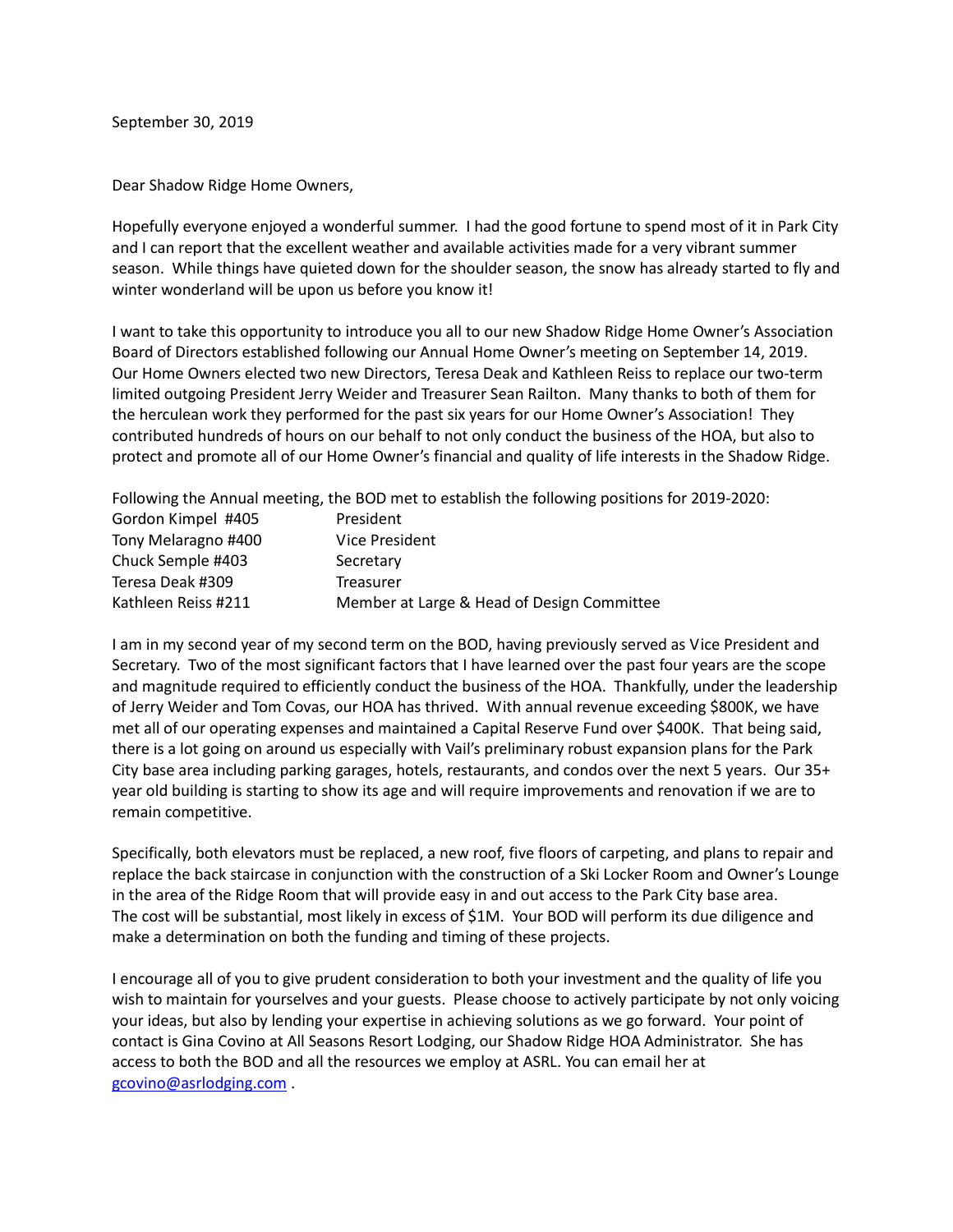September 30, 2019

Dear Shadow Ridge Home Owners,

Hopefully everyone enjoyed a wonderful summer. I had the good fortune to spend most of it in Park City and I can report that the excellent weather and available activities made for a very vibrant summer season. While things have quieted down for the shoulder season, the snow has already started to fly and winter wonderland will be upon us before you know it!

I want to take this opportunity to introduce you all to our new Shadow Ridge Home Owner's Association Board of Directors established following our Annual Home Owner's meeting on September 14, 2019. Our Home Owners elected two new Directors, Teresa Deak and Kathleen Reiss to replace our two-term limited outgoing President Jerry Weider and Treasurer Sean Railton. Many thanks to both of them for the herculean work they performed for the past six years for our Home Owner's Association! They contributed hundreds of hours on our behalf to not only conduct the business of the HOA, but also to protect and promote all of our Home Owner's financial and quality of life interests in the Shadow Ridge.

Following the Annual meeting, the BOD met to establish the following positions for 2019-2020:

| | |
|---|---|
| Gordon Kimpel #405 | President |
| Tony Melaragno #400 | Vice President |
| Chuck Semple #403 | Secretary |
| Teresa Deak #309 | Treasurer |
| Kathleen Reiss #211 | Member at Large & Head of Design Committee |

I am in my second year of my second term on the BOD, having previously served as Vice President and Secretary. Two of the most significant factors that I have learned over the past four years are the scope and magnitude required to efficiently conduct the business of the HOA. Thankfully, under the leadership of Jerry Weider and Tom Covas, our HOA has thrived. With annual revenue exceeding $800K, we have met all of our operating expenses and maintained a Capital Reserve Fund over $400K. That being said, there is a lot going on around us especially with Vail's preliminary robust expansion plans for the Park City base area including parking garages, hotels, restaurants, and condos over the next 5 years. Our 35+ year old building is starting to show its age and will require improvements and renovation if we are to remain competitive.

Specifically, both elevators must be replaced, a new roof, five floors of carpeting, and plans to repair and replace the back staircase in conjunction with the construction of a Ski Locker Room and Owner's Lounge in the area of the Ridge Room that will provide easy in and out access to the Park City base area. The cost will be substantial, most likely in excess of $1M. Your BOD will perform its due diligence and make a determination on both the funding and timing of these projects.

I encourage all of you to give prudent consideration to both your investment and the quality of life you wish to maintain for yourselves and your guests. Please choose to actively participate by not only voicing your ideas, but also by lending your expertise in achieving solutions as we go forward. Your point of contact is Gina Covino at All Seasons Resort Lodging, our Shadow Ridge HOA Administrator. She has access to both the BOD and all the resources we employ at ASRL. You can email her at [gcovino@asrlodging.com](mailto:gcovino@asrlodging.com) .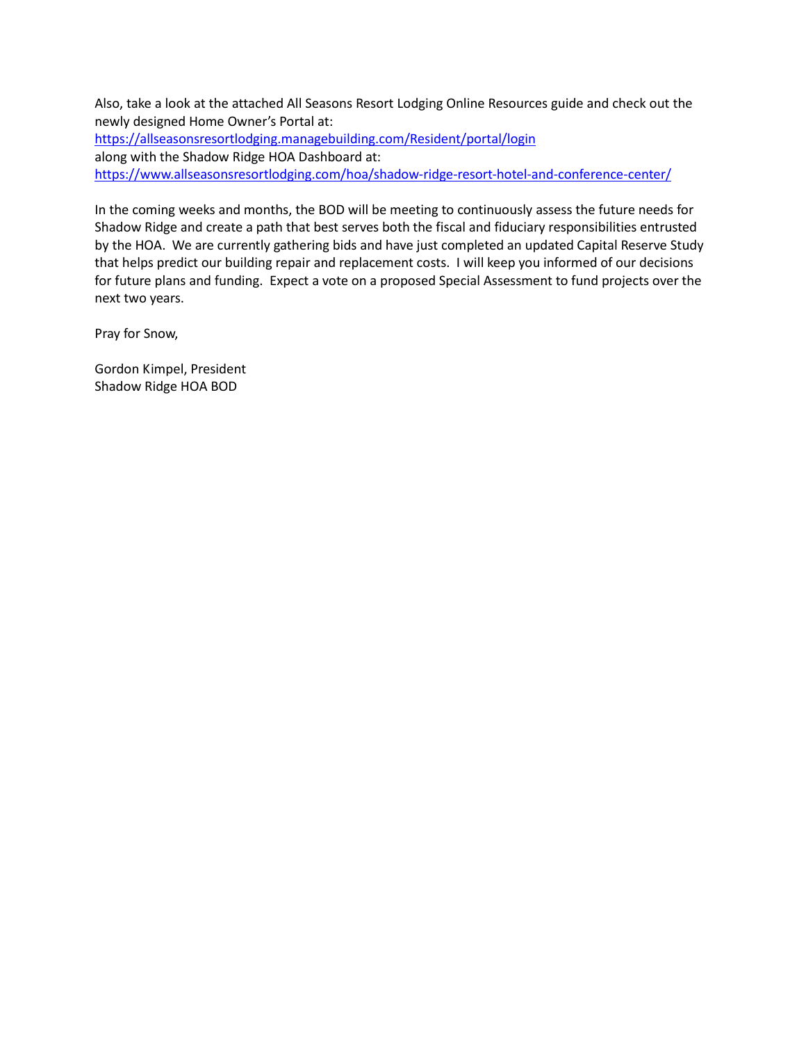Also, take a look at the attached All Seasons Resort Lodging Online Resources guide and check out the newly designed Home Owner's Portal at:
https://allseasonsresortlodging.managebuilding.com/Resident/portal/login
along with the Shadow Ridge HOA Dashboard at:
https://www.allseasonsresortlodging.com/hoa/shadow-ridge-resort-hotel-and-conference-center/

In the coming weeks and months, the BOD will be meeting to continuously assess the future needs for Shadow Ridge and create a path that best serves both the fiscal and fiduciary responsibilities entrusted by the HOA. We are currently gathering bids and have just completed an updated Capital Reserve Study that helps predict our building repair and replacement costs. I will keep you informed of our decisions for future plans and funding. Expect a vote on a proposed Special Assessment to fund projects over the next two years.

Pray for Snow,

Gordon Kimpel, President
Shadow Ridge HOA BOD